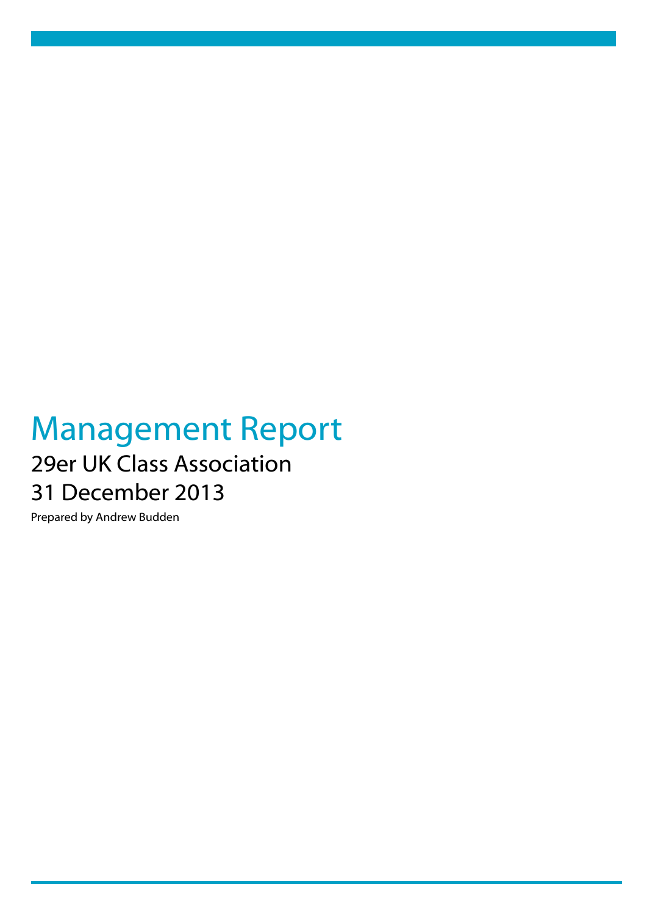# Management Report

## 29er UK Class Association

## 31 December 2013

Prepared by Andrew Budden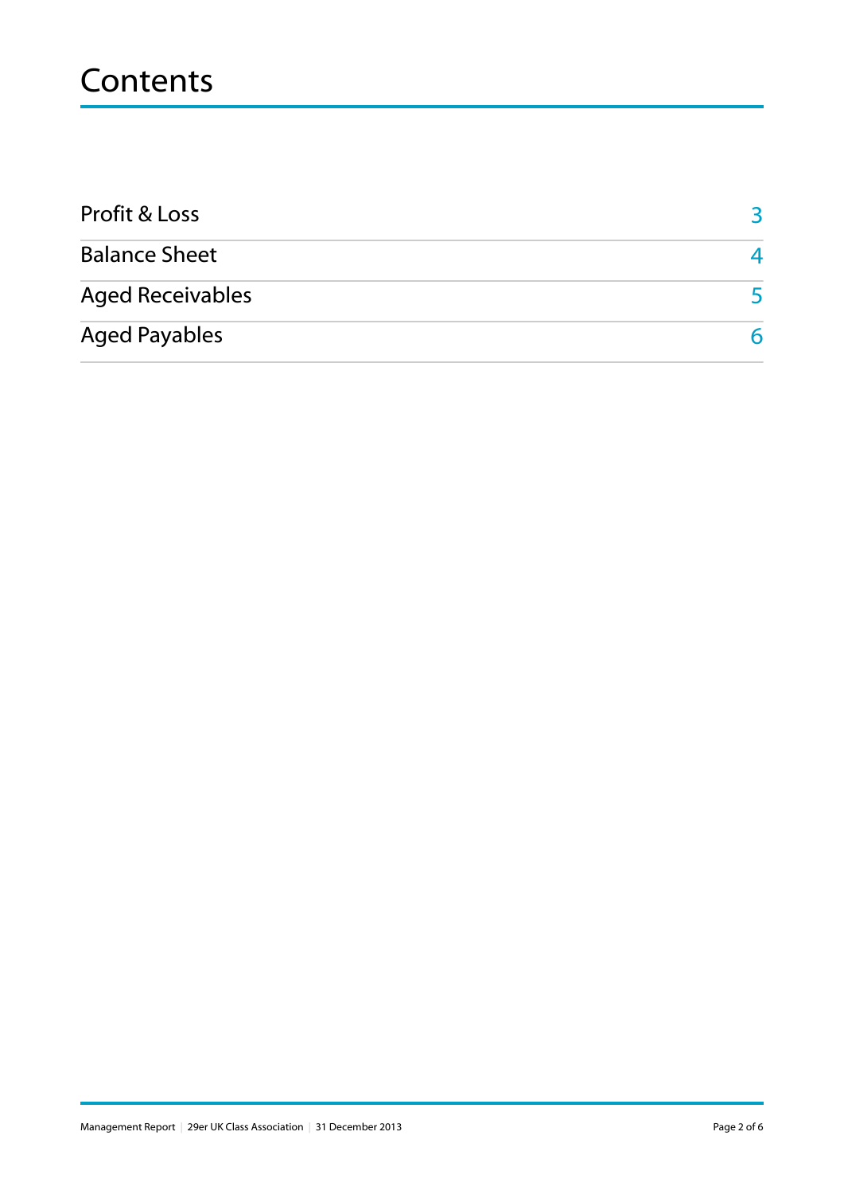# Contents

| | |
|---|---|
| Profit & Loss | 3 |
| Balance Sheet | 4 |
| Aged Receivables | 5 |
| Aged Payables | 6 |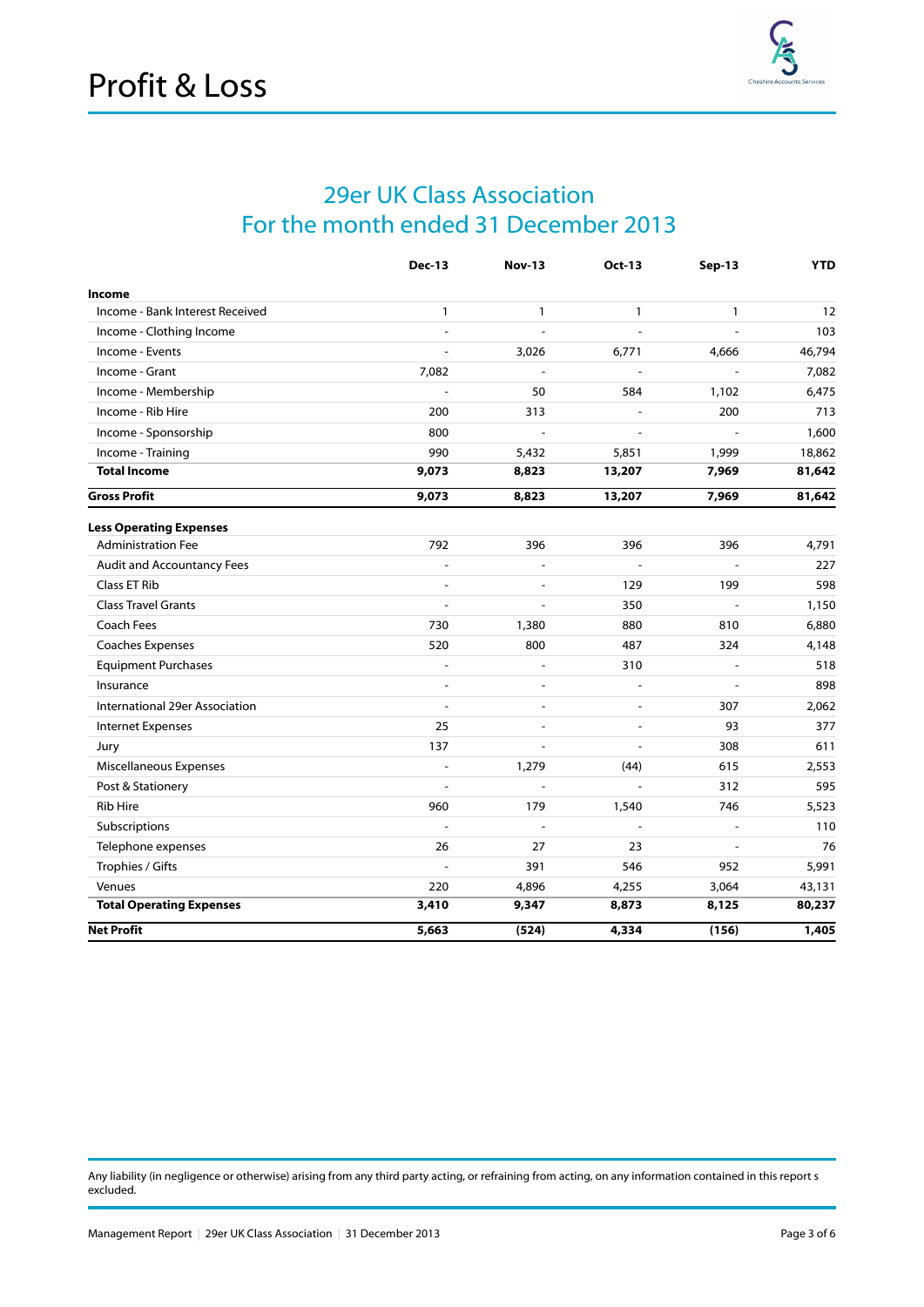# Profit & Loss

## 29er UK Class Association
## For the month ended 31 December 2013

| | Dec-13 | Nov-13 | Oct-13 | Sep-13 | YTD |
|---|---|---|---|---|---|
| **Income** | | | | | |
| Income - Bank Interest Received | 1 | 1 | 1 | 1 | 12 |
| Income - Clothing Income | - | - | - | - | 103 |
| Income - Events | - | 3,026 | 6,771 | 4,666 | 46,794 |
| Income - Grant | 7,082 | - | - | - | 7,082 |
| Income - Membership | - | 50 | 584 | 1,102 | 6,475 |
| Income - Rib Hire | 200 | 313 | - | 200 | 713 |
| Income - Sponsorship | 800 | - | - | - | 1,600 |
| Income - Training | 990 | 5,432 | 5,851 | 1,999 | 18,862 |
| **Total Income** | **9,073** | **8,823** | **13,207** | **7,969** | **81,642** |
| **Gross Profit** | **9,073** | **8,823** | **13,207** | **7,969** | **81,642** |
| **Less Operating Expenses** | | | | | |
| Administration Fee | 792 | 396 | 396 | 396 | 4,791 |
| Audit and Accountancy Fees | - | - | - | - | 227 |
| Class ET Rib | - | - | 129 | 199 | 598 |
| Class Travel Grants | - | - | 350 | - | 1,150 |
| Coach Fees | 730 | 1,380 | 880 | 810 | 6,880 |
| Coaches Expenses | 520 | 800 | 487 | 324 | 4,148 |
| Equipment Purchases | - | - | 310 | - | 518 |
| Insurance | - | - | - | - | 898 |
| International 29er Association | - | - | - | 307 | 2,062 |
| Internet Expenses | 25 | - | - | 93 | 377 |
| Jury | 137 | - | - | 308 | 611 |
| Miscellaneous Expenses | - | 1,279 | (44) | 615 | 2,553 |
| Post & Stationery | - | - | - | 312 | 595 |
| Rib Hire | 960 | 179 | 1,540 | 746 | 5,523 |
| Subscriptions | - | - | - | - | 110 |
| Telephone expenses | 26 | 27 | 23 | - | 76 |
| Trophies / Gifts | - | 391 | 546 | 952 | 5,991 |
| Venues | 220 | 4,896 | 4,255 | 3,064 | 43,131 |
| **Total Operating Expenses** | **3,410** | **9,347** | **8,873** | **8,125** | **80,237** |
| **Net Profit** | **5,663** | **(524)** | **4,334** | **(156)** | **1,405** |

Any liability (in negligence or otherwise) arising from any third party acting, or refraining from acting, on any information contained in this report s excluded.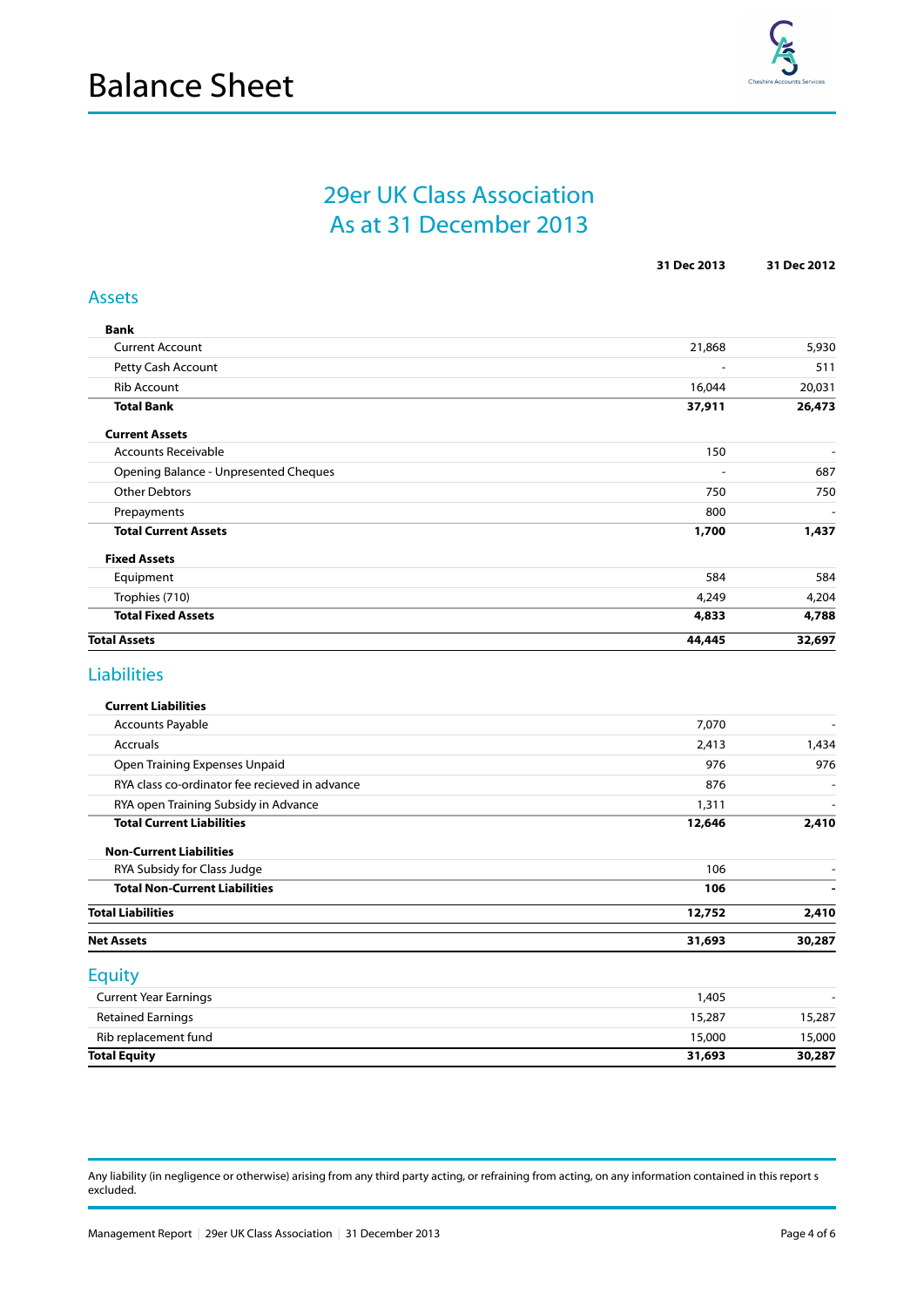# Balance Sheet

## 29er UK Class Association
## As at 31 December 2013

| | 31 Dec 2013 | 31 Dec 2012 |
|---|---|---|
| **Assets** | | |
| **Bank** | | |
| Current Account | 21,868 | 5,930 |
| Petty Cash Account | - | 511 |
| Rib Account | 16,044 | 20,031 |
| **Total Bank** | **37,911** | **26,473** |
| **Current Assets** | | |
| Accounts Receivable | 150 | - |
| Opening Balance - Unpresented Cheques | - | 687 |
| Other Debtors | 750 | 750 |
| Prepayments | 800 | - |
| **Total Current Assets** | **1,700** | **1,437** |
| **Fixed Assets** | | |
| Equipment | 584 | 584 |
| Trophies (710) | 4,249 | 4,204 |
| **Total Fixed Assets** | **4,833** | **4,788** |
| **Total Assets** | **44,445** | **32,697** |
| **Liabilities** | | |
| **Current Liabilities** | | |
| Accounts Payable | 7,070 | - |
| Accruals | 2,413 | 1,434 |
| Open Training Expenses Unpaid | 976 | 976 |
| RYA class co-ordinator fee recieved in advance | 876 | - |
| RYA open Training Subsidy in Advance | 1,311 | - |
| **Total Current Liabilities** | **12,646** | **2,410** |
| **Non-Current Liabilities** | | |
| RYA Subsidy for Class Judge | 106 | - |
| **Total Non-Current Liabilities** | **106** | **-** |
| **Total Liabilities** | **12,752** | **2,410** |
| **Net Assets** | **31,693** | **30,287** |
| **Equity** | | |
| Current Year Earnings | 1,405 | - |
| Retained Earnings | 15,287 | 15,287 |
| Rib replacement fund | 15,000 | 15,000 |
| **Total Equity** | **31,693** | **30,287** |

Any liability (in negligence or otherwise) arising from any third party acting, or refraining from acting, on any information contained in this report s excluded.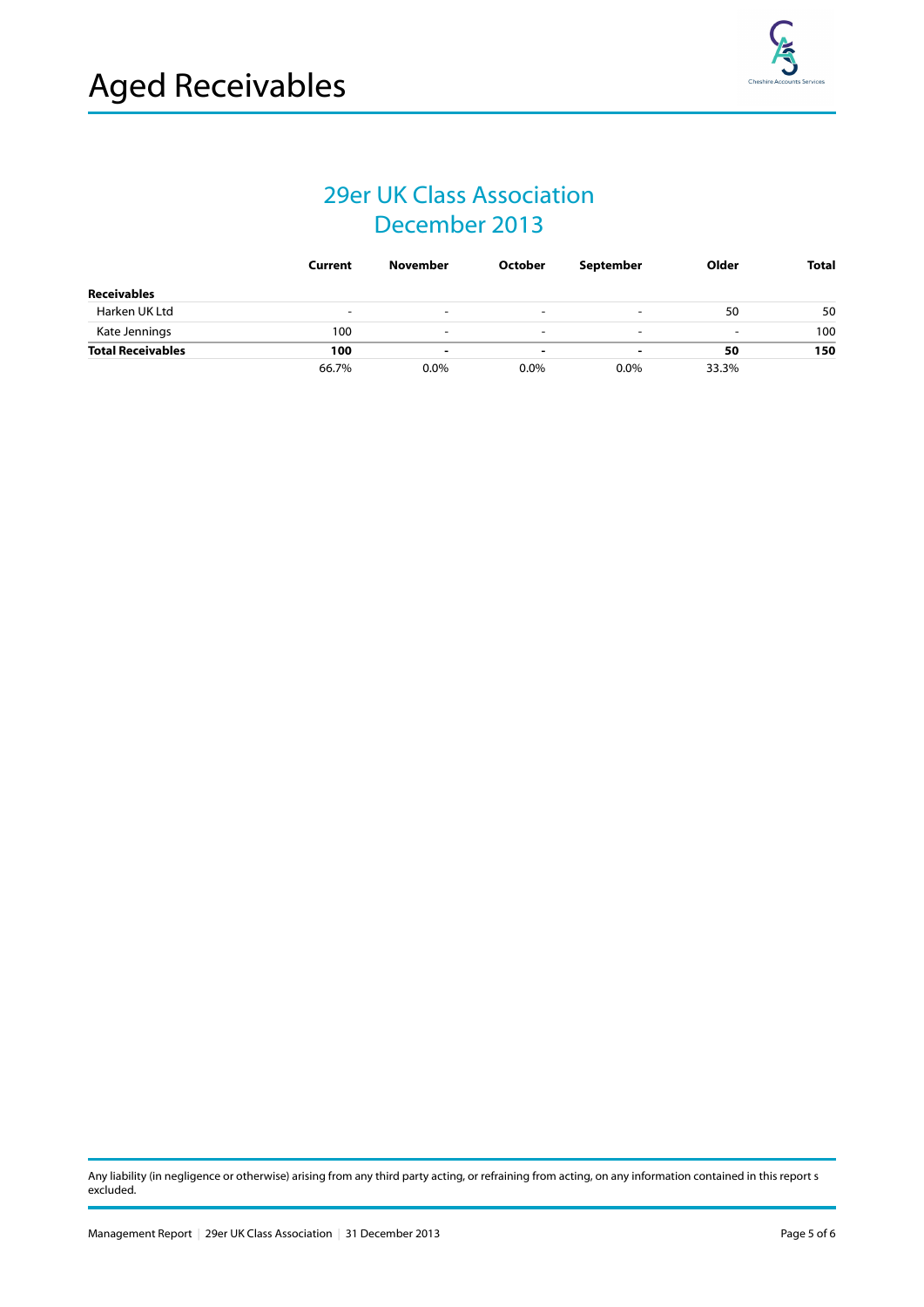# Aged Receivables

## 29er UK Class Association
## December 2013

| | Current | November | October | September | Older | Total |
|---|---|---|---|---|---|---|
| **Receivables** | | | | | | |
| Harken UK Ltd | - | - | - | - | 50 | 50 |
| Kate Jennings | 100 | - | - | - | - | 100 |
| **Total Receivables** | **100** | **-** | **-** | **-** | **50** | **150** |
| | 66.7% | 0.0% | 0.0% | 0.0% | 33.3% | |

Any liability (in negligence or otherwise) arising from any third party acting, or refraining from acting, on any information contained in this report s excluded.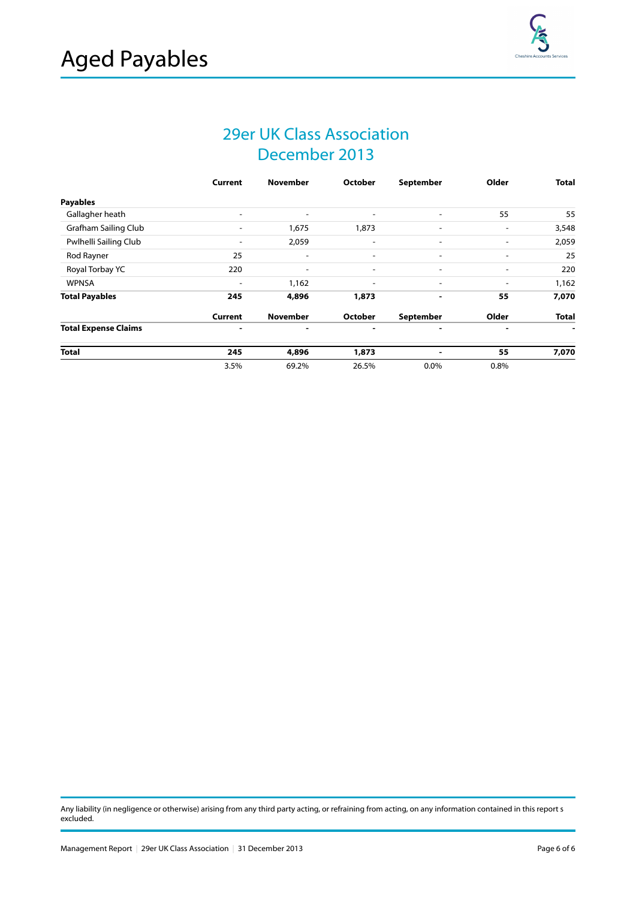# Aged Payables

## 29er UK Class Association
## December 2013

| | Current | November | October | September | Older | Total |
|---|---|---|---|---|---|---|
| **Payables** | | | | | | |
| Gallagher heath | - | - | - | - | 55 | 55 |
| Grafham Sailing Club | - | 1,675 | 1,873 | - | - | 3,548 |
| Pwlhelli Sailing Club | - | 2,059 | - | - | - | 2,059 |
| Rod Rayner | 25 | - | - | - | - | 25 |
| Royal Torbay YC | 220 | - | - | - | - | 220 |
| WPNSA | - | 1,162 | - | - | - | 1,162 |
| **Total Payables** | **245** | **4,896** | **1,873** | **-** | **55** | **7,070** |
| | **Current** | **November** | **October** | **September** | **Older** | **Total** |
| **Total Expense Claims** | **-** | **-** | **-** | **-** | **-** | **-** |
| **Total** | **245** | **4,896** | **1,873** | **-** | **55** | **7,070** |
| | 3.5% | 69.2% | 26.5% | 0.0% | 0.8% | |

Any liability (in negligence or otherwise) arising from any third party acting, or refraining from acting, on any information contained in this report s excluded.